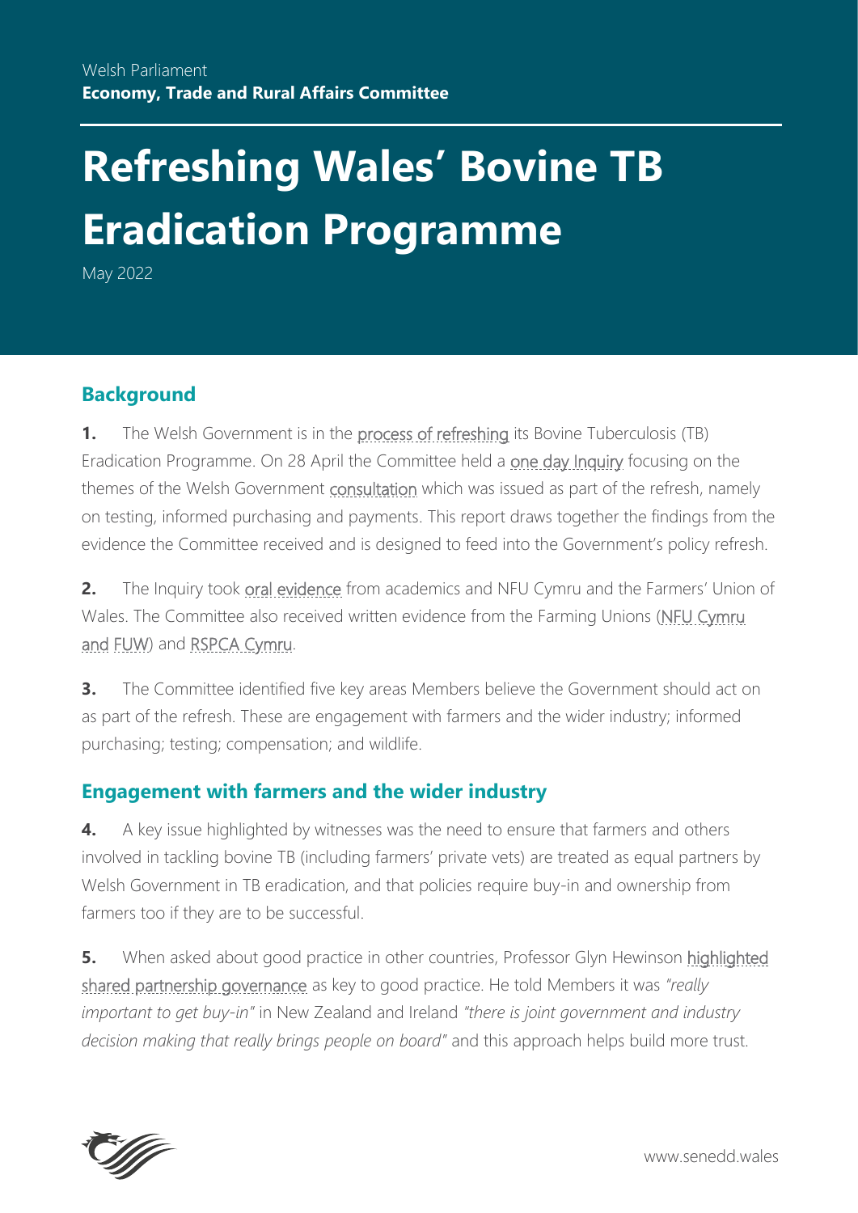Welsh Parliament
**Economy, Trade and Rural Affairs Committee**

# Refreshing Wales' Bovine TB Eradication Programme

May 2022

## Background

**1.** The Welsh Government is in the process of refreshing its Bovine Tuberculosis (TB) Eradication Programme. On 28 April the Committee held a one day Inquiry focusing on the themes of the Welsh Government consultation which was issued as part of the refresh, namely on testing, informed purchasing and payments. This report draws together the findings from the evidence the Committee received and is designed to feed into the Government's policy refresh.

**2.** The Inquiry took oral evidence from academics and NFU Cymru and the Farmers' Union of Wales. The Committee also received written evidence from the Farming Unions (NFU Cymru and FUW) and RSPCA Cymru.

**3.** The Committee identified five key areas Members believe the Government should act on as part of the refresh. These are engagement with farmers and the wider industry; informed purchasing; testing; compensation; and wildlife.

## Engagement with farmers and the wider industry

**4.** A key issue highlighted by witnesses was the need to ensure that farmers and others involved in tackling bovine TB (including farmers' private vets) are treated as equal partners by Welsh Government in TB eradication, and that policies require buy-in and ownership from farmers too if they are to be successful.

**5.** When asked about good practice in other countries, Professor Glyn Hewinson highlighted shared partnership governance as key to good practice. He told Members it was *"really important to get buy-in"* in New Zealand and Ireland *"there is joint government and industry decision making that really brings people on board"* and this approach helps build more trust.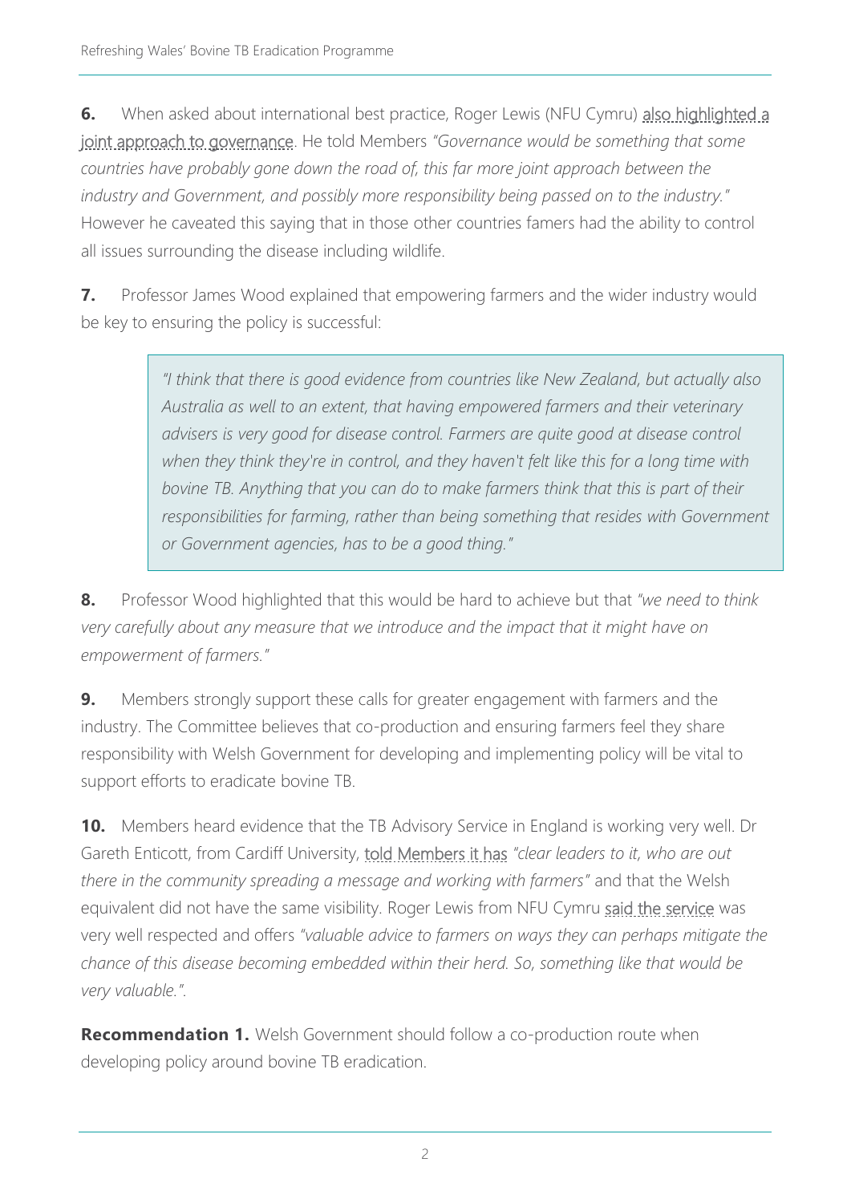**6.** When asked about international best practice, Roger Lewis (NFU Cymru) also highlighted a joint approach to governance. He told Members *"Governance would be something that some countries have probably gone down the road of, this far more joint approach between the industry and Government, and possibly more responsibility being passed on to the industry."* However he caveated this saying that in those other countries famers had the ability to control all issues surrounding the disease including wildlife.

**7.** Professor James Wood explained that empowering farmers and the wider industry would be key to ensuring the policy is successful:

> *"I think that there is good evidence from countries like New Zealand, but actually also Australia as well to an extent, that having empowered farmers and their veterinary advisers is very good for disease control. Farmers are quite good at disease control when they think they're in control, and they haven't felt like this for a long time with bovine TB. Anything that you can do to make farmers think that this is part of their responsibilities for farming, rather than being something that resides with Government or Government agencies, has to be a good thing."*

**8.** Professor Wood highlighted that this would be hard to achieve but that *"we need to think very carefully about any measure that we introduce and the impact that it might have on empowerment of farmers."*

**9.** Members strongly support these calls for greater engagement with farmers and the industry. The Committee believes that co-production and ensuring farmers feel they share responsibility with Welsh Government for developing and implementing policy will be vital to support efforts to eradicate bovine TB.

**10.** Members heard evidence that the TB Advisory Service in England is working very well. Dr Gareth Enticott, from Cardiff University, told Members it has *"clear leaders to it, who are out there in the community spreading a message and working with farmers"* and that the Welsh equivalent did not have the same visibility. Roger Lewis from NFU Cymru said the service was very well respected and offers *"valuable advice to farmers on ways they can perhaps mitigate the chance of this disease becoming embedded within their herd. So, something like that would be very valuable."*.

**Recommendation 1.** Welsh Government should follow a co-production route when developing policy around bovine TB eradication.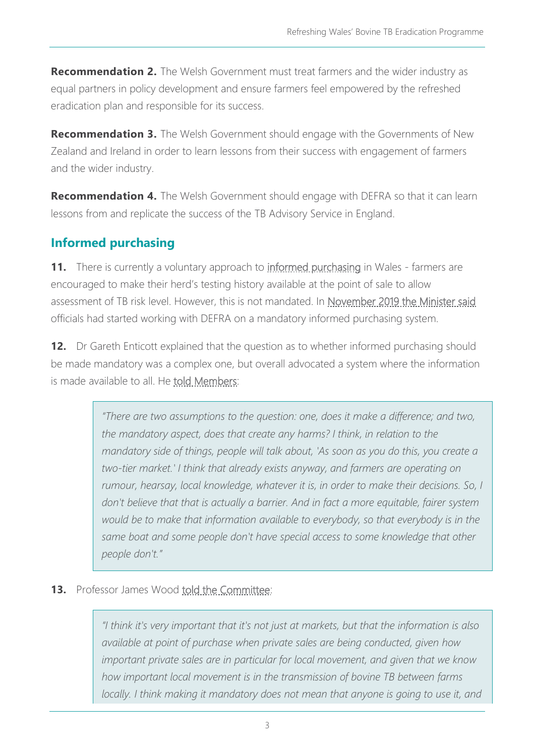**Recommendation 2.** The Welsh Government must treat farmers and the wider industry as equal partners in policy development and ensure farmers feel empowered by the refreshed eradication plan and responsible for its success.

**Recommendation 3.** The Welsh Government should engage with the Governments of New Zealand and Ireland in order to learn lessons from their success with engagement of farmers and the wider industry.

**Recommendation 4.** The Welsh Government should engage with DEFRA so that it can learn lessons from and replicate the success of the TB Advisory Service in England.

## Informed purchasing

**11.** There is currently a voluntary approach to informed purchasing in Wales - farmers are encouraged to make their herd's testing history available at the point of sale to allow assessment of TB risk level. However, this is not mandated. In November 2019 the Minister said officials had started working with DEFRA on a mandatory informed purchasing system.

**12.** Dr Gareth Enticott explained that the question as to whether informed purchasing should be made mandatory was a complex one, but overall advocated a system where the information is made available to all. He told Members:

> *"There are two assumptions to the question: one, does it make a difference; and two, the mandatory aspect, does that create any harms? I think, in relation to the mandatory side of things, people will talk about, 'As soon as you do this, you create a two-tier market.' I think that already exists anyway, and farmers are operating on rumour, hearsay, local knowledge, whatever it is, in order to make their decisions. So, I don't believe that that is actually a barrier. And in fact a more equitable, fairer system would be to make that information available to everybody, so that everybody is in the same boat and some people don't have special access to some knowledge that other people don't."*

**13.** Professor James Wood told the Committee:

> *"I think it's very important that it's not just at markets, but that the information is also available at point of purchase when private sales are being conducted, given how important private sales are in particular for local movement, and given that we know how important local movement is in the transmission of bovine TB between farms locally. I think making it mandatory does not mean that anyone is going to use it, and*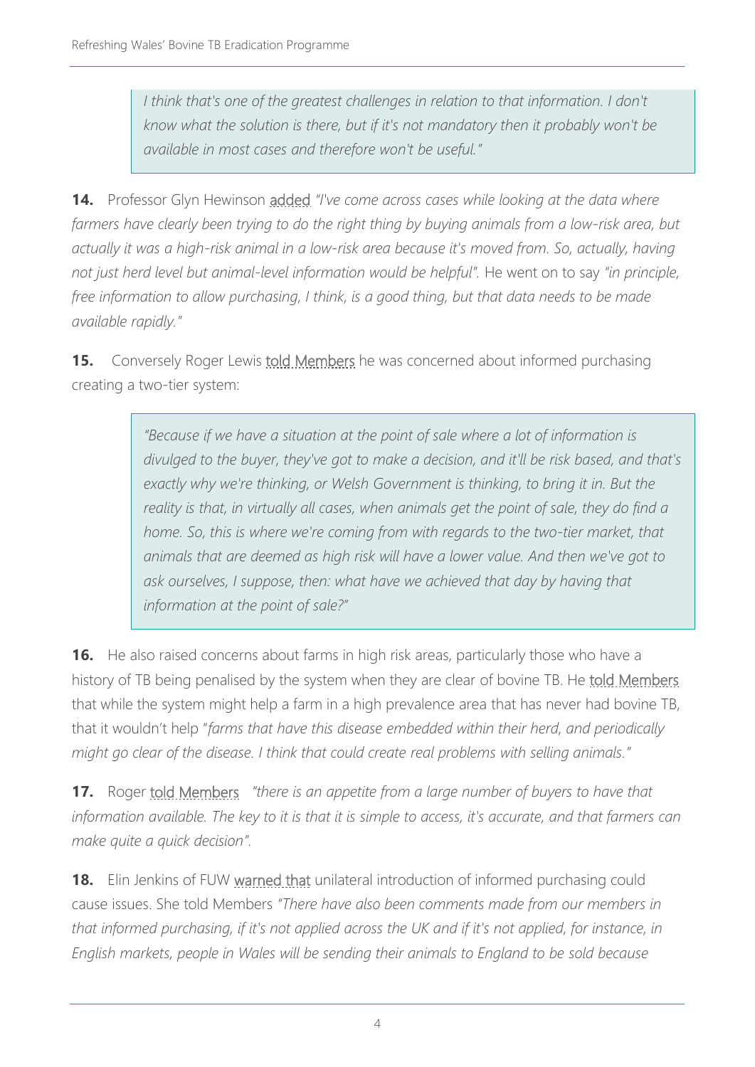> *I think that's one of the greatest challenges in relation to that information. I don't know what the solution is there, but if it's not mandatory then it probably won't be available in most cases and therefore won't be useful."*

**14.** Professor Glyn Hewinson added *"I've come across cases while looking at the data where farmers have clearly been trying to do the right thing by buying animals from a low-risk area, but actually it was a high-risk animal in a low-risk area because it's moved from. So, actually, having not just herd level but animal-level information would be helpful".* He went on to say *"in principle, free information to allow purchasing, I think, is a good thing, but that data needs to be made available rapidly."*

**15.** Conversely Roger Lewis told Members he was concerned about informed purchasing creating a two-tier system:

> *"Because if we have a situation at the point of sale where a lot of information is divulged to the buyer, they've got to make a decision, and it'll be risk based, and that's exactly why we're thinking, or Welsh Government is thinking, to bring it in. But the reality is that, in virtually all cases, when animals get the point of sale, they do find a home. So, this is where we're coming from with regards to the two-tier market, that animals that are deemed as high risk will have a lower value. And then we've got to ask ourselves, I suppose, then: what have we achieved that day by having that information at the point of sale?"*

**16.** He also raised concerns about farms in high risk areas, particularly those who have a history of TB being penalised by the system when they are clear of bovine TB. He told Members that while the system might help a farm in a high prevalence area that has never had bovine TB, that it wouldn't help "*farms that have this disease embedded within their herd, and periodically might go clear of the disease. I think that could create real problems with selling animals."*

**17.** Roger told Members *"there is an appetite from a large number of buyers to have that information available. The key to it is that it is simple to access, it's accurate, and that farmers can make quite a quick decision".*

**18.** Elin Jenkins of FUW warned that unilateral introduction of informed purchasing could cause issues. She told Members *"There have also been comments made from our members in that informed purchasing, if it's not applied across the UK and if it's not applied, for instance, in English markets, people in Wales will be sending their animals to England to be sold because*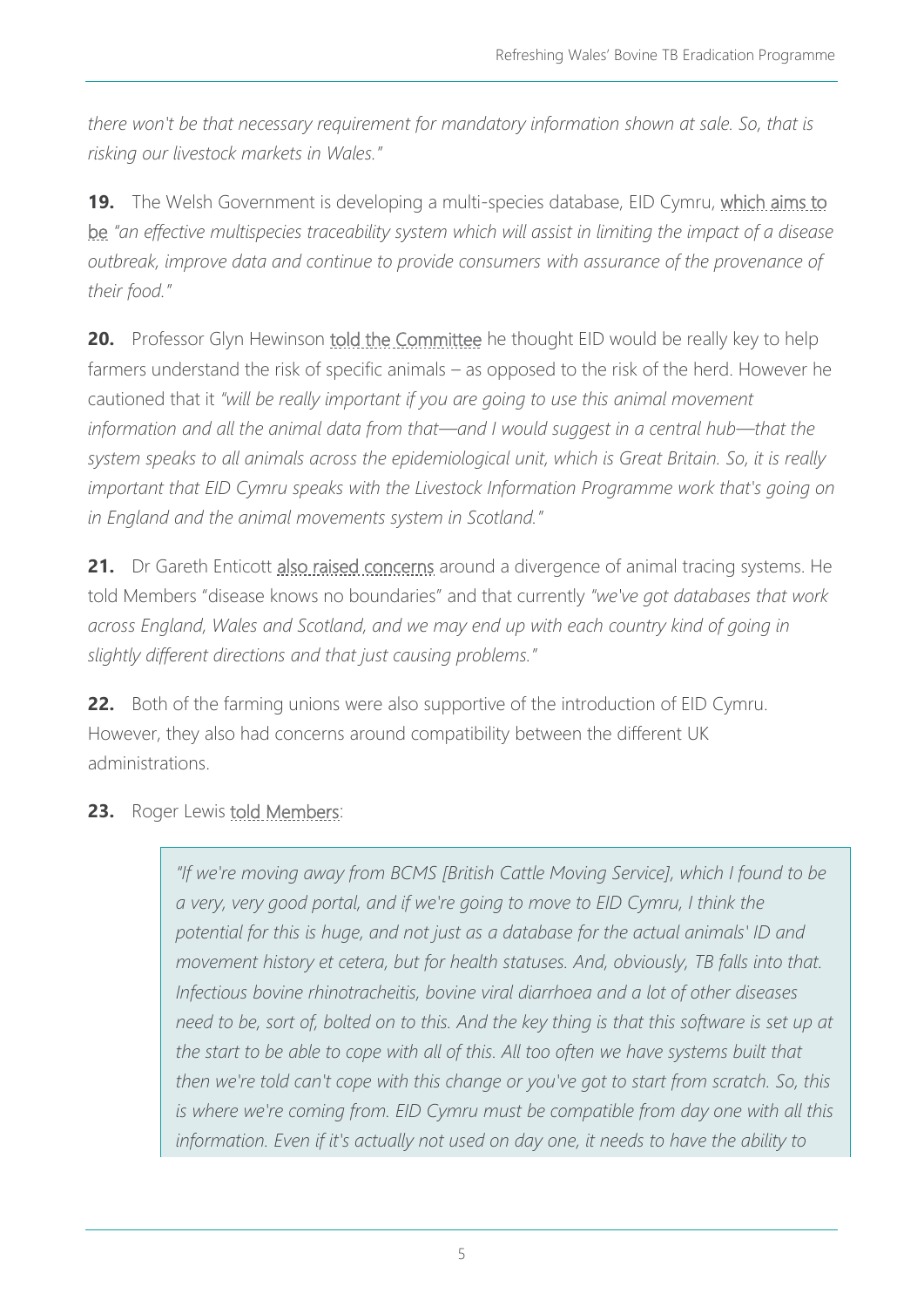*there won't be that necessary requirement for mandatory information shown at sale. So, that is risking our livestock markets in Wales."*

**19.** The Welsh Government is developing a multi-species database, EID Cymru, which aims to be *"an effective multispecies traceability system which will assist in limiting the impact of a disease outbreak, improve data and continue to provide consumers with assurance of the provenance of their food."*

**20.** Professor Glyn Hewinson told the Committee he thought EID would be really key to help farmers understand the risk of specific animals – as opposed to the risk of the herd. However he cautioned that it *"will be really important if you are going to use this animal movement information and all the animal data from that—and I would suggest in a central hub—that the system speaks to all animals across the epidemiological unit, which is Great Britain. So, it is really important that EID Cymru speaks with the Livestock Information Programme work that's going on in England and the animal movements system in Scotland."*

**21.** Dr Gareth Enticott also raised concerns around a divergence of animal tracing systems. He told Members "disease knows no boundaries" and that currently *"we've got databases that work across England, Wales and Scotland, and we may end up with each country kind of going in slightly different directions and that just causing problems."*

**22.** Both of the farming unions were also supportive of the introduction of EID Cymru. However, they also had concerns around compatibility between the different UK administrations.

**23.** Roger Lewis told Members:

> *"If we're moving away from BCMS [British Cattle Moving Service], which I found to be a very, very good portal, and if we're going to move to EID Cymru, I think the potential for this is huge, and not just as a database for the actual animals' ID and movement history et cetera, but for health statuses. And, obviously, TB falls into that. Infectious bovine rhinotracheitis, bovine viral diarrhoea and a lot of other diseases need to be, sort of, bolted on to this. And the key thing is that this software is set up at the start to be able to cope with all of this. All too often we have systems built that then we're told can't cope with this change or you've got to start from scratch. So, this is where we're coming from. EID Cymru must be compatible from day one with all this information. Even if it's actually not used on day one, it needs to have the ability to*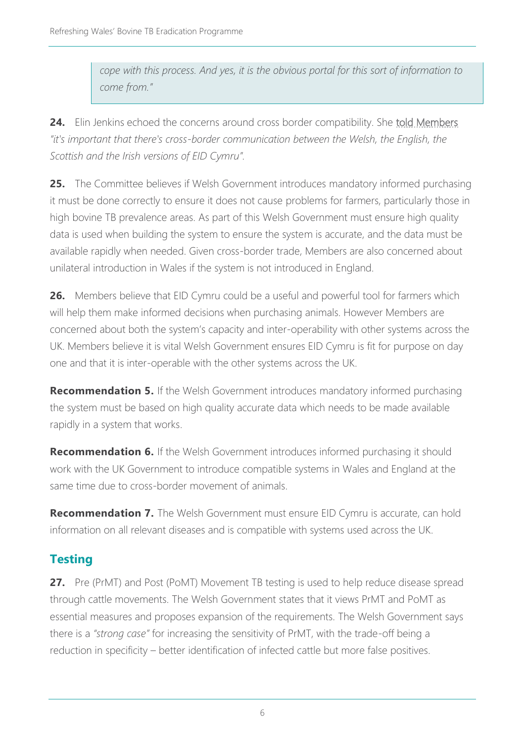> *cope with this process. And yes, it is the obvious portal for this sort of information to come from."*

**24.** Elin Jenkins echoed the concerns around cross border compatibility. She told Members *"it's important that there's cross-border communication between the Welsh, the English, the Scottish and the Irish versions of EID Cymru".*

**25.** The Committee believes if Welsh Government introduces mandatory informed purchasing it must be done correctly to ensure it does not cause problems for farmers, particularly those in high bovine TB prevalence areas. As part of this Welsh Government must ensure high quality data is used when building the system to ensure the system is accurate, and the data must be available rapidly when needed. Given cross-border trade, Members are also concerned about unilateral introduction in Wales if the system is not introduced in England.

**26.** Members believe that EID Cymru could be a useful and powerful tool for farmers which will help them make informed decisions when purchasing animals. However Members are concerned about both the system's capacity and inter-operability with other systems across the UK. Members believe it is vital Welsh Government ensures EID Cymru is fit for purpose on day one and that it is inter-operable with the other systems across the UK.

**Recommendation 5.** If the Welsh Government introduces mandatory informed purchasing the system must be based on high quality accurate data which needs to be made available rapidly in a system that works.

**Recommendation 6.** If the Welsh Government introduces informed purchasing it should work with the UK Government to introduce compatible systems in Wales and England at the same time due to cross-border movement of animals.

**Recommendation 7.** The Welsh Government must ensure EID Cymru is accurate, can hold information on all relevant diseases and is compatible with systems used across the UK.

## Testing

**27.** Pre (PrMT) and Post (PoMT) Movement TB testing is used to help reduce disease spread through cattle movements. The Welsh Government states that it views PrMT and PoMT as essential measures and proposes expansion of the requirements. The Welsh Government says there is a *"strong case"* for increasing the sensitivity of PrMT, with the trade-off being a reduction in specificity – better identification of infected cattle but more false positives.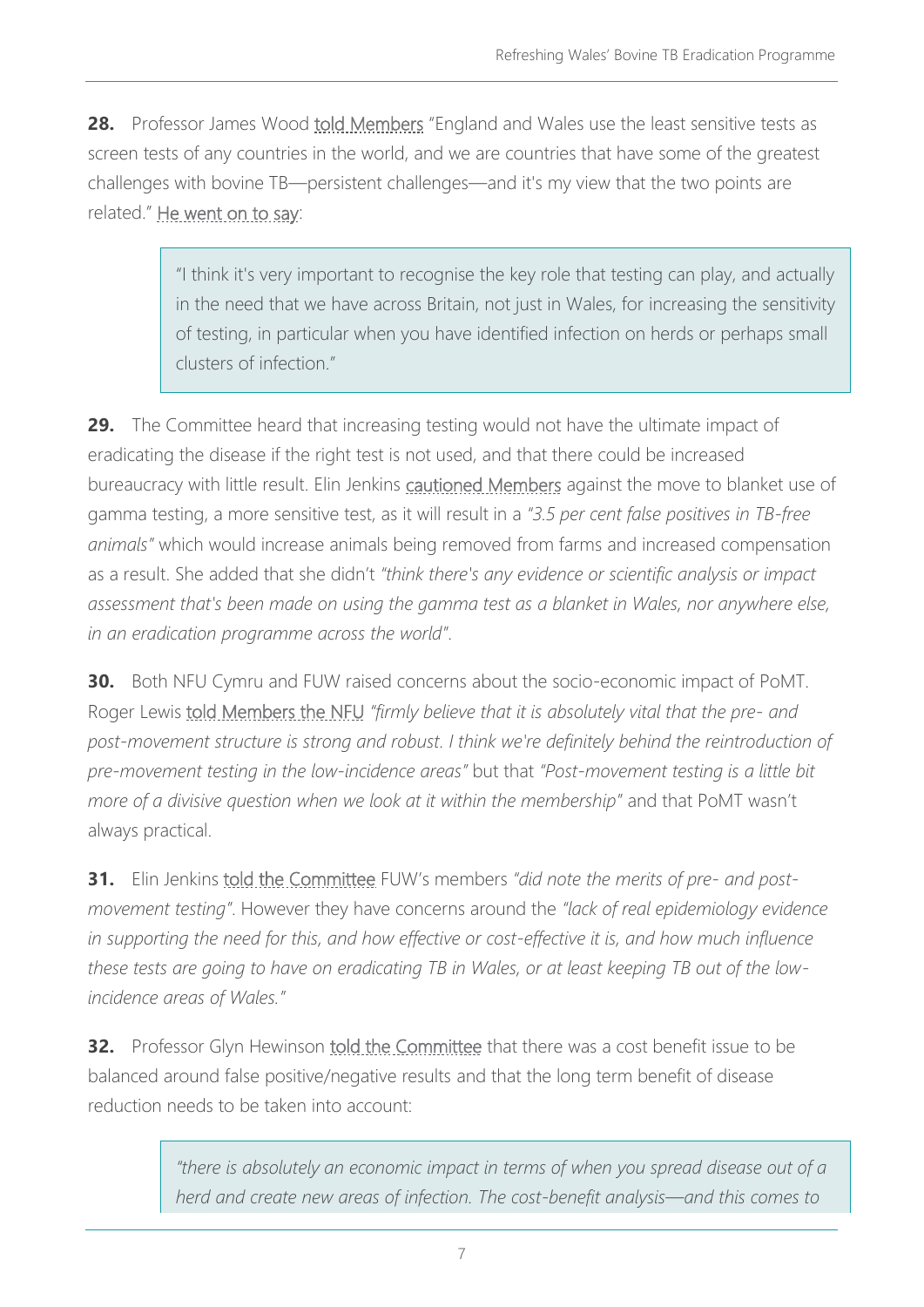**28.** Professor James Wood told Members "England and Wales use the least sensitive tests as screen tests of any countries in the world, and we are countries that have some of the greatest challenges with bovine TB—persistent challenges—and it's my view that the two points are related." He went on to say:

> "I think it's very important to recognise the key role that testing can play, and actually in the need that we have across Britain, not just in Wales, for increasing the sensitivity of testing, in particular when you have identified infection on herds or perhaps small clusters of infection."

**29.** The Committee heard that increasing testing would not have the ultimate impact of eradicating the disease if the right test is not used, and that there could be increased bureaucracy with little result. Elin Jenkins cautioned Members against the move to blanket use of gamma testing, a more sensitive test, as it will result in a *"3.5 per cent false positives in TB-free animals"* which would increase animals being removed from farms and increased compensation as a result. She added that she didn't *"think there's any evidence or scientific analysis or impact assessment that's been made on using the gamma test as a blanket in Wales, nor anywhere else, in an eradication programme across the world"*.

**30.** Both NFU Cymru and FUW raised concerns about the socio-economic impact of PoMT. Roger Lewis told Members the NFU *"firmly believe that it is absolutely vital that the pre- and post-movement structure is strong and robust. I think we're definitely behind the reintroduction of pre-movement testing in the low-incidence areas"* but that *"Post-movement testing is a little bit more of a divisive question when we look at it within the membership"* and that PoMT wasn't always practical.

**31.** Elin Jenkins told the Committee FUW's members *"did note the merits of pre- and post-movement testing"*. However they have concerns around the *"lack of real epidemiology evidence in supporting the need for this, and how effective or cost-effective it is, and how much influence these tests are going to have on eradicating TB in Wales, or at least keeping TB out of the low-incidence areas of Wales."*

**32.** Professor Glyn Hewinson told the Committee that there was a cost benefit issue to be balanced around false positive/negative results and that the long term benefit of disease reduction needs to be taken into account:

> *"there is absolutely an economic impact in terms of when you spread disease out of a herd and create new areas of infection. The cost-benefit analysis—and this comes to*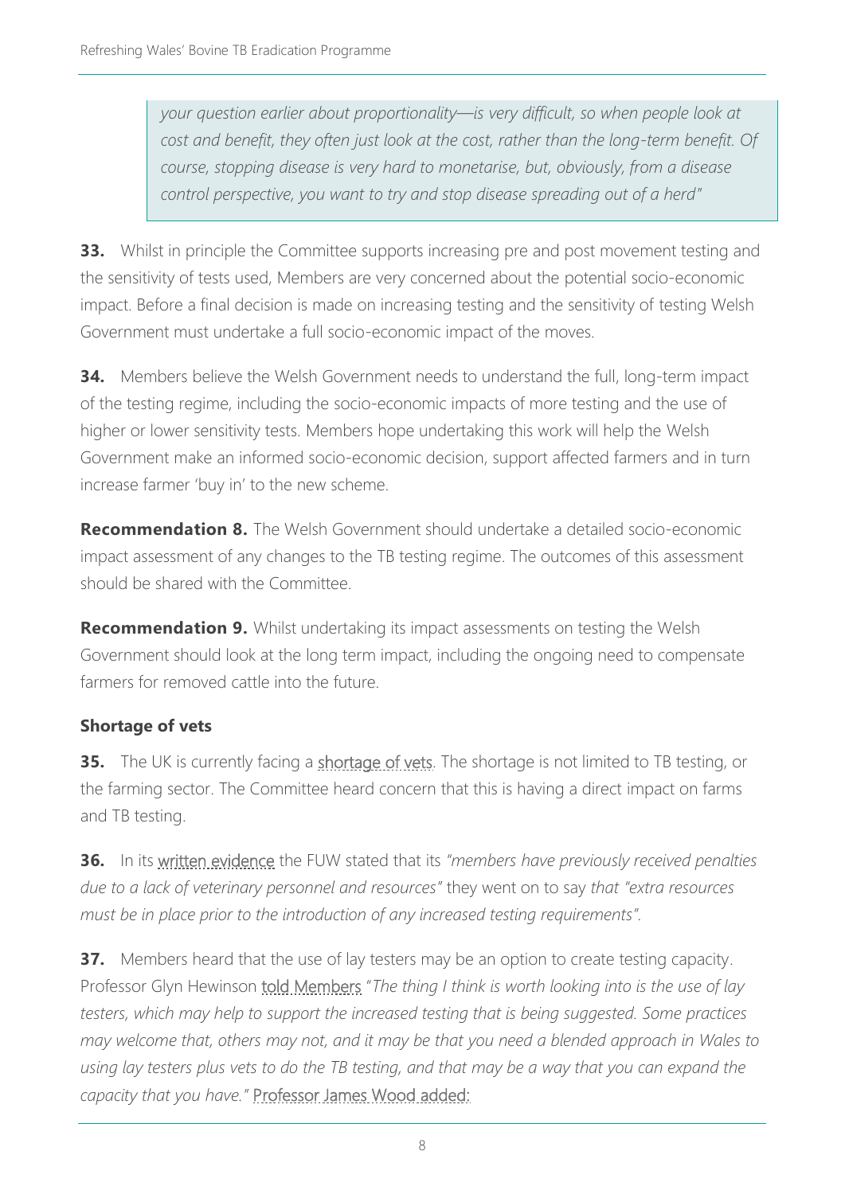> *your question earlier about proportionality—is very difficult, so when people look at cost and benefit, they often just look at the cost, rather than the long-term benefit. Of course, stopping disease is very hard to monetarise, but, obviously, from a disease control perspective, you want to try and stop disease spreading out of a herd"*

**33.** Whilst in principle the Committee supports increasing pre and post movement testing and the sensitivity of tests used, Members are very concerned about the potential socio-economic impact. Before a final decision is made on increasing testing and the sensitivity of testing Welsh Government must undertake a full socio-economic impact of the moves.

**34.** Members believe the Welsh Government needs to understand the full, long-term impact of the testing regime, including the socio-economic impacts of more testing and the use of higher or lower sensitivity tests. Members hope undertaking this work will help the Welsh Government make an informed socio-economic decision, support affected farmers and in turn increase farmer 'buy in' to the new scheme.

**Recommendation 8.** The Welsh Government should undertake a detailed socio-economic impact assessment of any changes to the TB testing regime. The outcomes of this assessment should be shared with the Committee.

**Recommendation 9.** Whilst undertaking its impact assessments on testing the Welsh Government should look at the long term impact, including the ongoing need to compensate farmers for removed cattle into the future.

### Shortage of vets

**35.** The UK is currently facing a shortage of vets. The shortage is not limited to TB testing, or the farming sector. The Committee heard concern that this is having a direct impact on farms and TB testing.

**36.** In its written evidence the FUW stated that its *"members have previously received penalties due to a lack of veterinary personnel and resources"* they went on to say *that "extra resources must be in place prior to the introduction of any increased testing requirements".*

**37.** Members heard that the use of lay testers may be an option to create testing capacity. Professor Glyn Hewinson told Members *"The thing I think is worth looking into is the use of lay testers, which may help to support the increased testing that is being suggested. Some practices may welcome that, others may not, and it may be that you need a blended approach in Wales to using lay testers plus vets to do the TB testing, and that may be a way that you can expand the capacity that you have."* Professor James Wood added: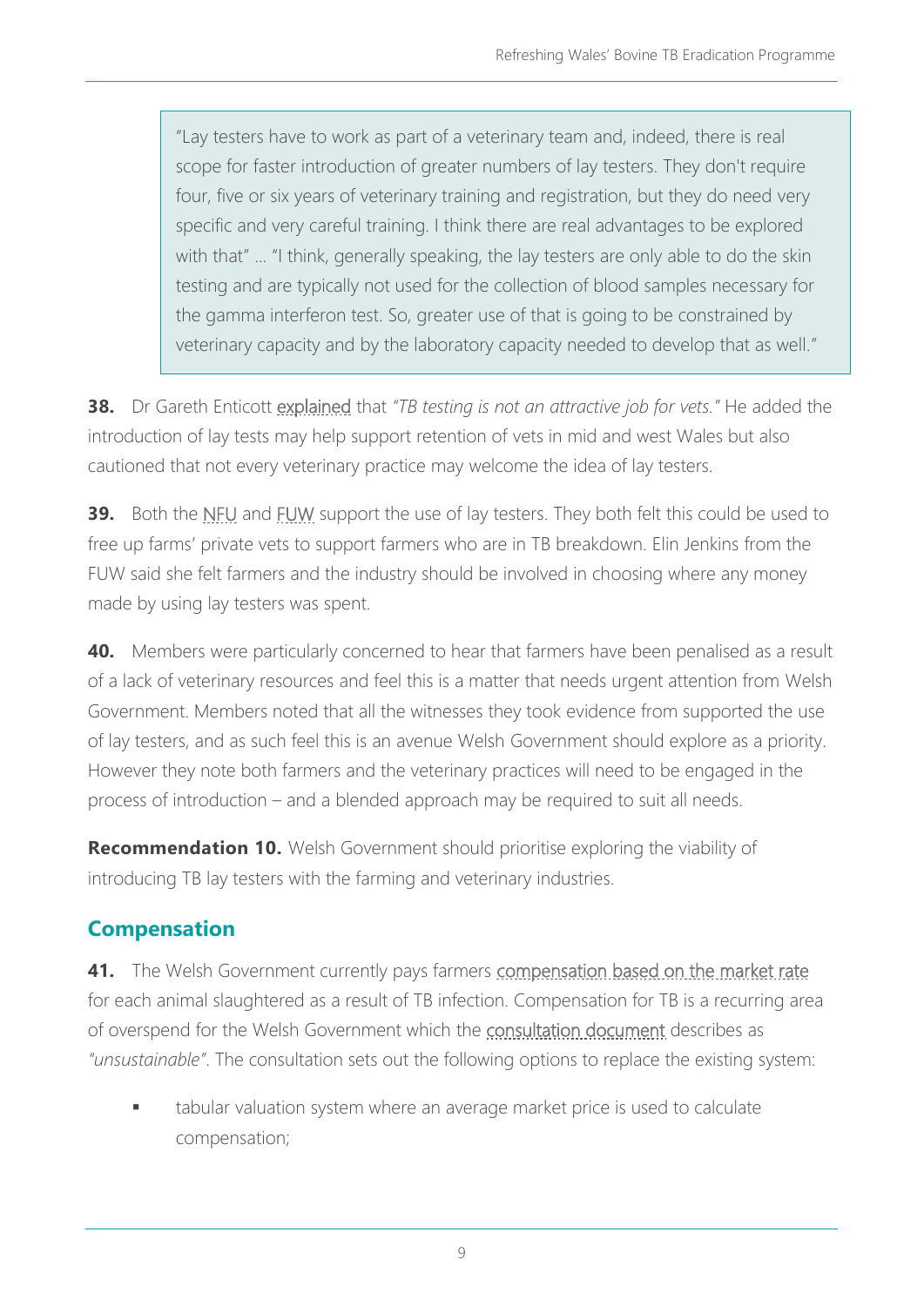> "Lay testers have to work as part of a veterinary team and, indeed, there is real scope for faster introduction of greater numbers of lay testers. They don't require four, five or six years of veterinary training and registration, but they do need very specific and very careful training. I think there are real advantages to be explored with that" … "I think, generally speaking, the lay testers are only able to do the skin testing and are typically not used for the collection of blood samples necessary for the gamma interferon test. So, greater use of that is going to be constrained by veterinary capacity and by the laboratory capacity needed to develop that as well."

**38.** Dr Gareth Enticott explained that *"TB testing is not an attractive job for vets."* He added the introduction of lay tests may help support retention of vets in mid and west Wales but also cautioned that not every veterinary practice may welcome the idea of lay testers.

**39.** Both the NFU and FUW support the use of lay testers. They both felt this could be used to free up farms' private vets to support farmers who are in TB breakdown. Elin Jenkins from the FUW said she felt farmers and the industry should be involved in choosing where any money made by using lay testers was spent.

**40.** Members were particularly concerned to hear that farmers have been penalised as a result of a lack of veterinary resources and feel this is a matter that needs urgent attention from Welsh Government. Members noted that all the witnesses they took evidence from supported the use of lay testers, and as such feel this is an avenue Welsh Government should explore as a priority. However they note both farmers and the veterinary practices will need to be engaged in the process of introduction – and a blended approach may be required to suit all needs.

**Recommendation 10.** Welsh Government should prioritise exploring the viability of introducing TB lay testers with the farming and veterinary industries.

## Compensation

**41.** The Welsh Government currently pays farmers compensation based on the market rate for each animal slaughtered as a result of TB infection. Compensation for TB is a recurring area of overspend for the Welsh Government which the consultation document describes as *"unsustainable"*. The consultation sets out the following options to replace the existing system:

- tabular valuation system where an average market price is used to calculate compensation;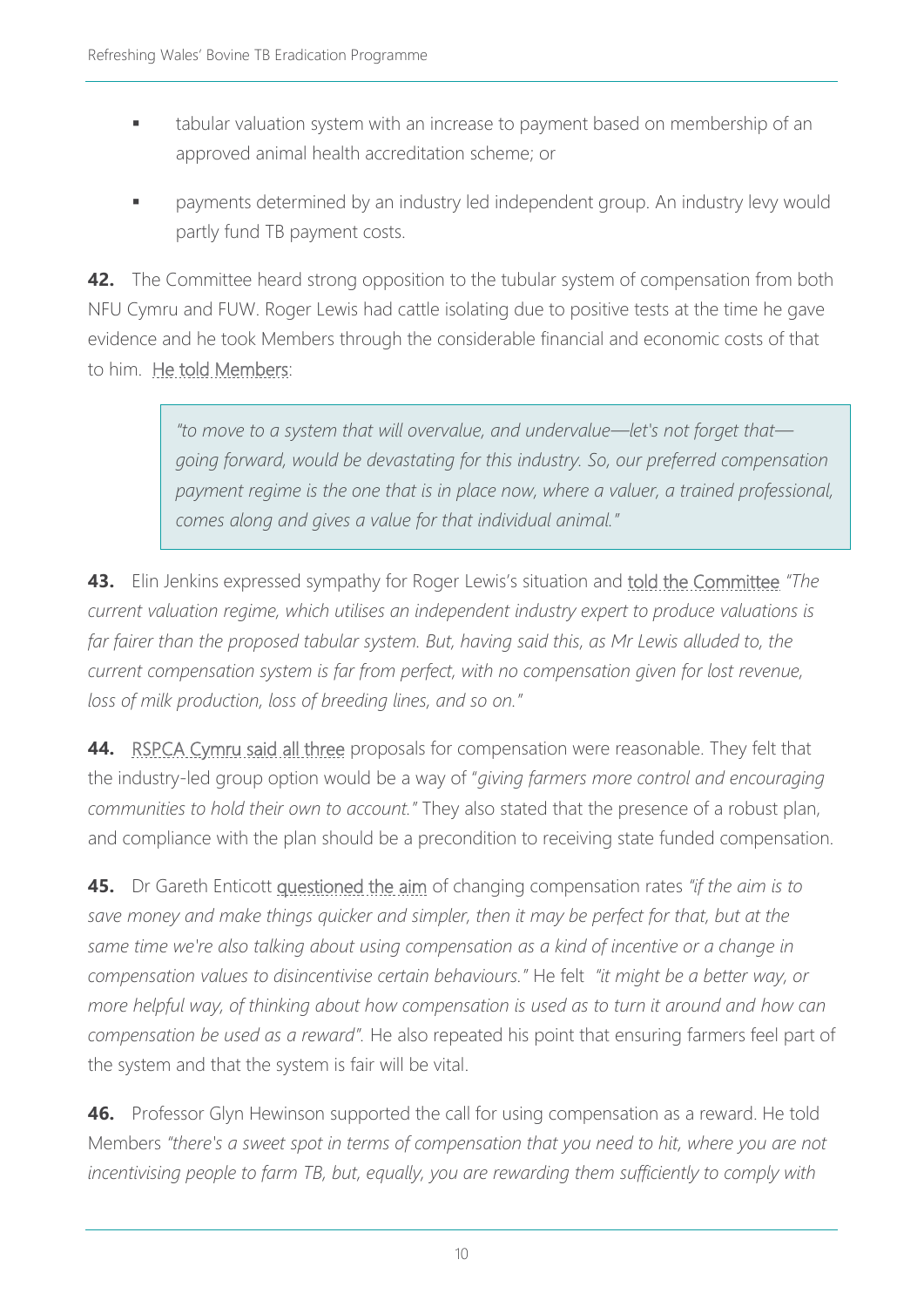- tabular valuation system with an increase to payment based on membership of an approved animal health accreditation scheme; or
- payments determined by an industry led independent group. An industry levy would partly fund TB payment costs.

**42.** The Committee heard strong opposition to the tubular system of compensation from both NFU Cymru and FUW. Roger Lewis had cattle isolating due to positive tests at the time he gave evidence and he took Members through the considerable financial and economic costs of that to him. He told Members:

> *"to move to a system that will overvalue, and undervalue—let's not forget that—going forward, would be devastating for this industry. So, our preferred compensation payment regime is the one that is in place now, where a valuer, a trained professional, comes along and gives a value for that individual animal."*

**43.** Elin Jenkins expressed sympathy for Roger Lewis's situation and told the Committee *"The current valuation regime, which utilises an independent industry expert to produce valuations is far fairer than the proposed tabular system. But, having said this, as Mr Lewis alluded to, the current compensation system is far from perfect, with no compensation given for lost revenue, loss of milk production, loss of breeding lines, and so on."*

**44.** RSPCA Cymru said all three proposals for compensation were reasonable. They felt that the industry-led group option would be a way of "*giving farmers more control and encouraging communities to hold their own to account."* They also stated that the presence of a robust plan, and compliance with the plan should be a precondition to receiving state funded compensation.

**45.** Dr Gareth Enticott questioned the aim of changing compensation rates *"if the aim is to save money and make things quicker and simpler, then it may be perfect for that, but at the same time we're also talking about using compensation as a kind of incentive or a change in compensation values to disincentivise certain behaviours."* He felt *"it might be a better way, or more helpful way, of thinking about how compensation is used as to turn it around and how can compensation be used as a reward".* He also repeated his point that ensuring farmers feel part of the system and that the system is fair will be vital.

**46.** Professor Glyn Hewinson supported the call for using compensation as a reward. He told Members *"there's a sweet spot in terms of compensation that you need to hit, where you are not incentivising people to farm TB, but, equally, you are rewarding them sufficiently to comply with*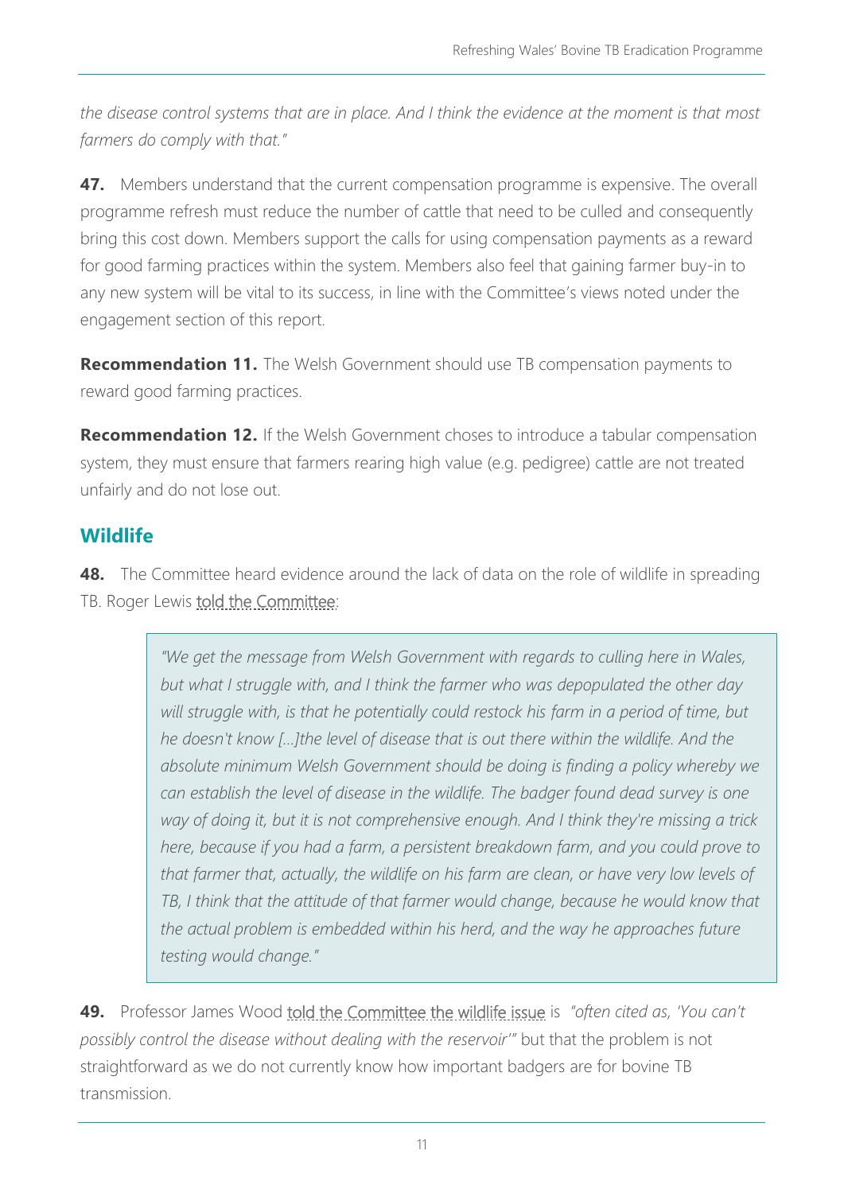*the disease control systems that are in place. And I think the evidence at the moment is that most farmers do comply with that."*

**47.** Members understand that the current compensation programme is expensive. The overall programme refresh must reduce the number of cattle that need to be culled and consequently bring this cost down. Members support the calls for using compensation payments as a reward for good farming practices within the system. Members also feel that gaining farmer buy-in to any new system will be vital to its success, in line with the Committee's views noted under the engagement section of this report.

**Recommendation 11.** The Welsh Government should use TB compensation payments to reward good farming practices.

**Recommendation 12.** If the Welsh Government choses to introduce a tabular compensation system, they must ensure that farmers rearing high value (e.g. pedigree) cattle are not treated unfairly and do not lose out.

## Wildlife

**48.** The Committee heard evidence around the lack of data on the role of wildlife in spreading TB. Roger Lewis told the Committee:

> *"We get the message from Welsh Government with regards to culling here in Wales, but what I struggle with, and I think the farmer who was depopulated the other day will struggle with, is that he potentially could restock his farm in a period of time, but he doesn't know […]the level of disease that is out there within the wildlife. And the absolute minimum Welsh Government should be doing is finding a policy whereby we can establish the level of disease in the wildlife. The badger found dead survey is one way of doing it, but it is not comprehensive enough. And I think they're missing a trick here, because if you had a farm, a persistent breakdown farm, and you could prove to that farmer that, actually, the wildlife on his farm are clean, or have very low levels of TB, I think that the attitude of that farmer would change, because he would know that the actual problem is embedded within his herd, and the way he approaches future testing would change."*

**49.** Professor James Wood told the Committee the wildlife issue is *"often cited as, 'You can't possibly control the disease without dealing with the reservoir'"* but that the problem is not straightforward as we do not currently know how important badgers are for bovine TB transmission.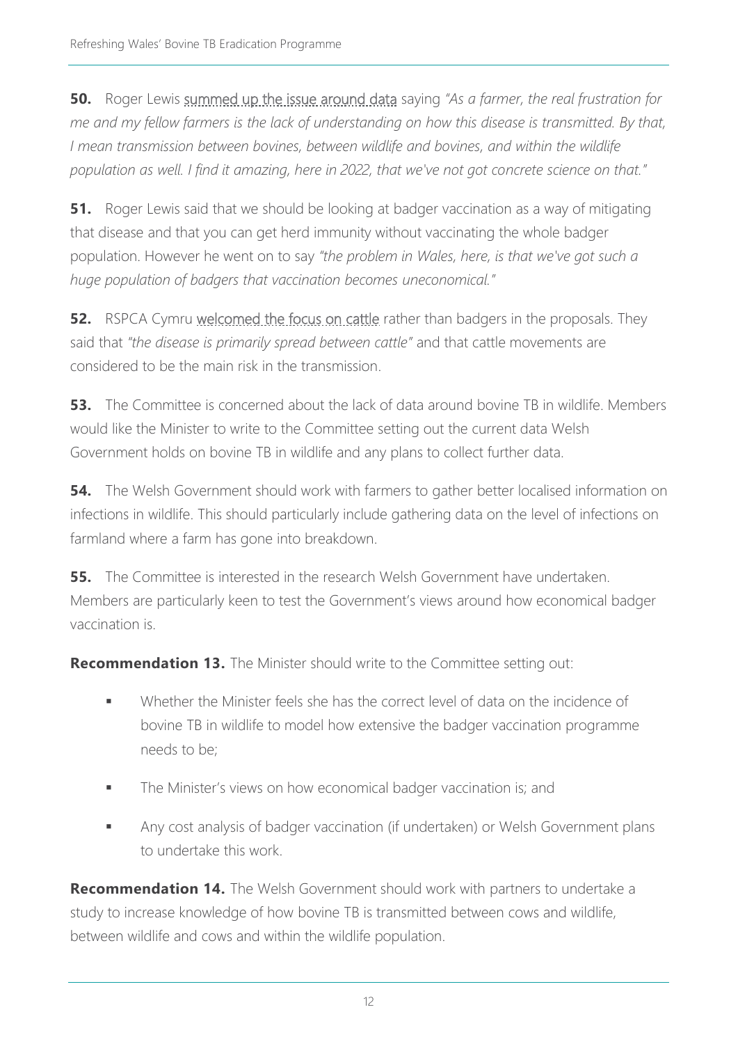**50.** Roger Lewis summed up the issue around data saying *"As a farmer, the real frustration for me and my fellow farmers is the lack of understanding on how this disease is transmitted. By that, I mean transmission between bovines, between wildlife and bovines, and within the wildlife population as well. I find it amazing, here in 2022, that we've not got concrete science on that."*

**51.** Roger Lewis said that we should be looking at badger vaccination as a way of mitigating that disease and that you can get herd immunity without vaccinating the whole badger population. However he went on to say *"the problem in Wales, here, is that we've got such a huge population of badgers that vaccination becomes uneconomical."*

**52.** RSPCA Cymru welcomed the focus on cattle rather than badgers in the proposals. They said that *"the disease is primarily spread between cattle"* and that cattle movements are considered to be the main risk in the transmission.

**53.** The Committee is concerned about the lack of data around bovine TB in wildlife. Members would like the Minister to write to the Committee setting out the current data Welsh Government holds on bovine TB in wildlife and any plans to collect further data.

**54.** The Welsh Government should work with farmers to gather better localised information on infections in wildlife. This should particularly include gathering data on the level of infections on farmland where a farm has gone into breakdown.

**55.** The Committee is interested in the research Welsh Government have undertaken. Members are particularly keen to test the Government's views around how economical badger vaccination is.

**Recommendation 13.** The Minister should write to the Committee setting out:

- Whether the Minister feels she has the correct level of data on the incidence of bovine TB in wildlife to model how extensive the badger vaccination programme needs to be;
- The Minister's views on how economical badger vaccination is; and
- Any cost analysis of badger vaccination (if undertaken) or Welsh Government plans to undertake this work.

**Recommendation 14.** The Welsh Government should work with partners to undertake a study to increase knowledge of how bovine TB is transmitted between cows and wildlife, between wildlife and cows and within the wildlife population.